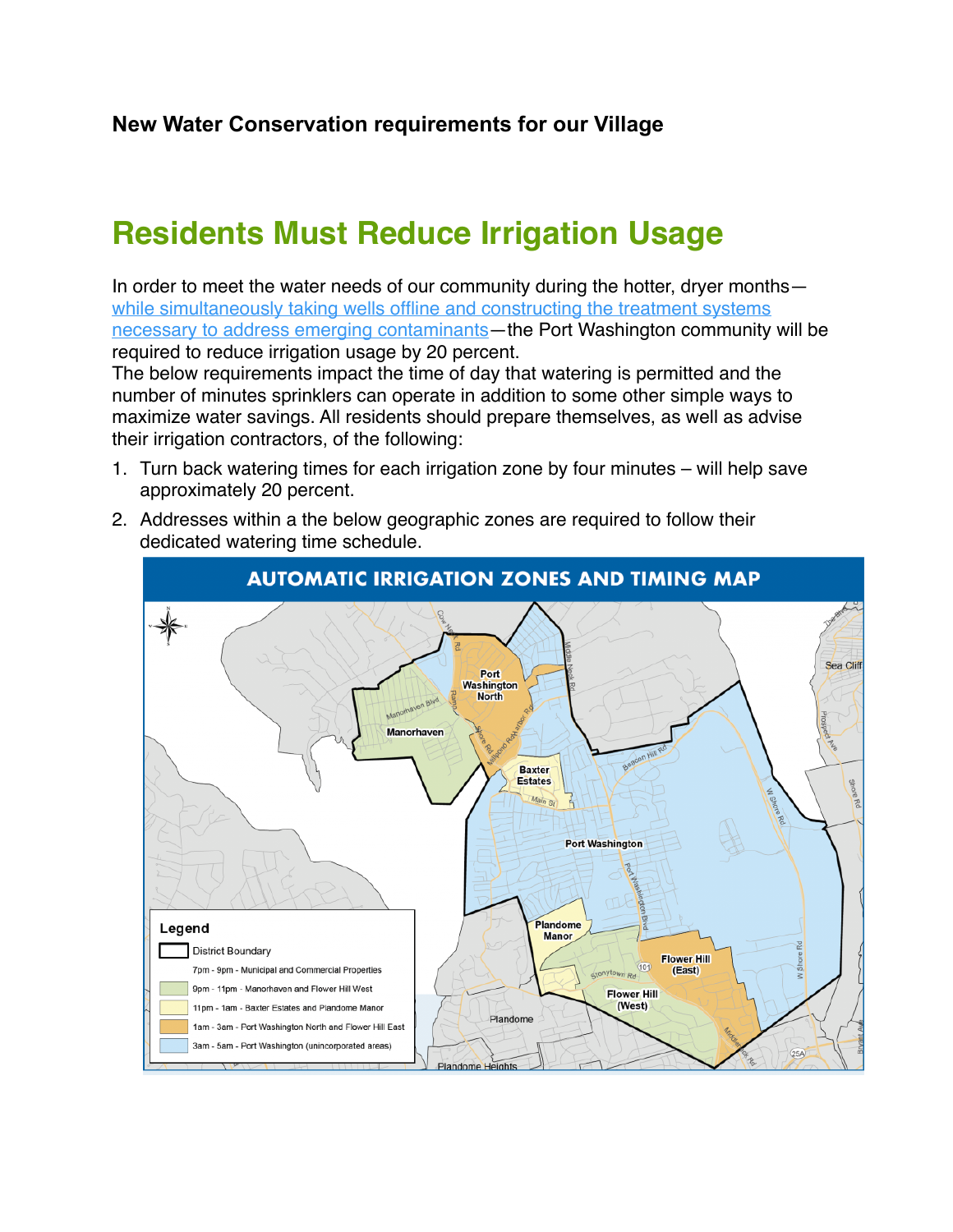**New Water Conservation requirements for our Village**

# Residents Must Reduce Irrigation Usage

In order to meet the water needs of our community during the hotter, dryer months—[while simultaneously taking wells offline and constructing the treatment systems necessary to address emerging contaminants]—the Port Washington community will be required to reduce irrigation usage by 20 percent.

The below requirements impact the time of day that watering is permitted and the number of minutes sprinklers can operate in addition to some other simple ways to maximize water savings. All residents should prepare themselves, as well as advise their irrigation contractors, of the following:

1. Turn back watering times for each irrigation zone by four minutes – will help save approximately 20 percent.
2. Addresses within a the below geographic zones are required to follow their dedicated watering time schedule.

**AUTOMATIC IRRIGATION ZONES AND TIMING MAP**

**Legend**

- District Boundary
- 7pm - 9pm - Municipal and Commercial Properties
- 9pm - 11pm - Manorhaven and Flower Hill West
- 11pm - 1am - Baxter Estates and Plandome Manor
- 1am - 3am - Port Washington North and Flower Hill East
- 3am - 5am - Port Washington (unincorporated areas)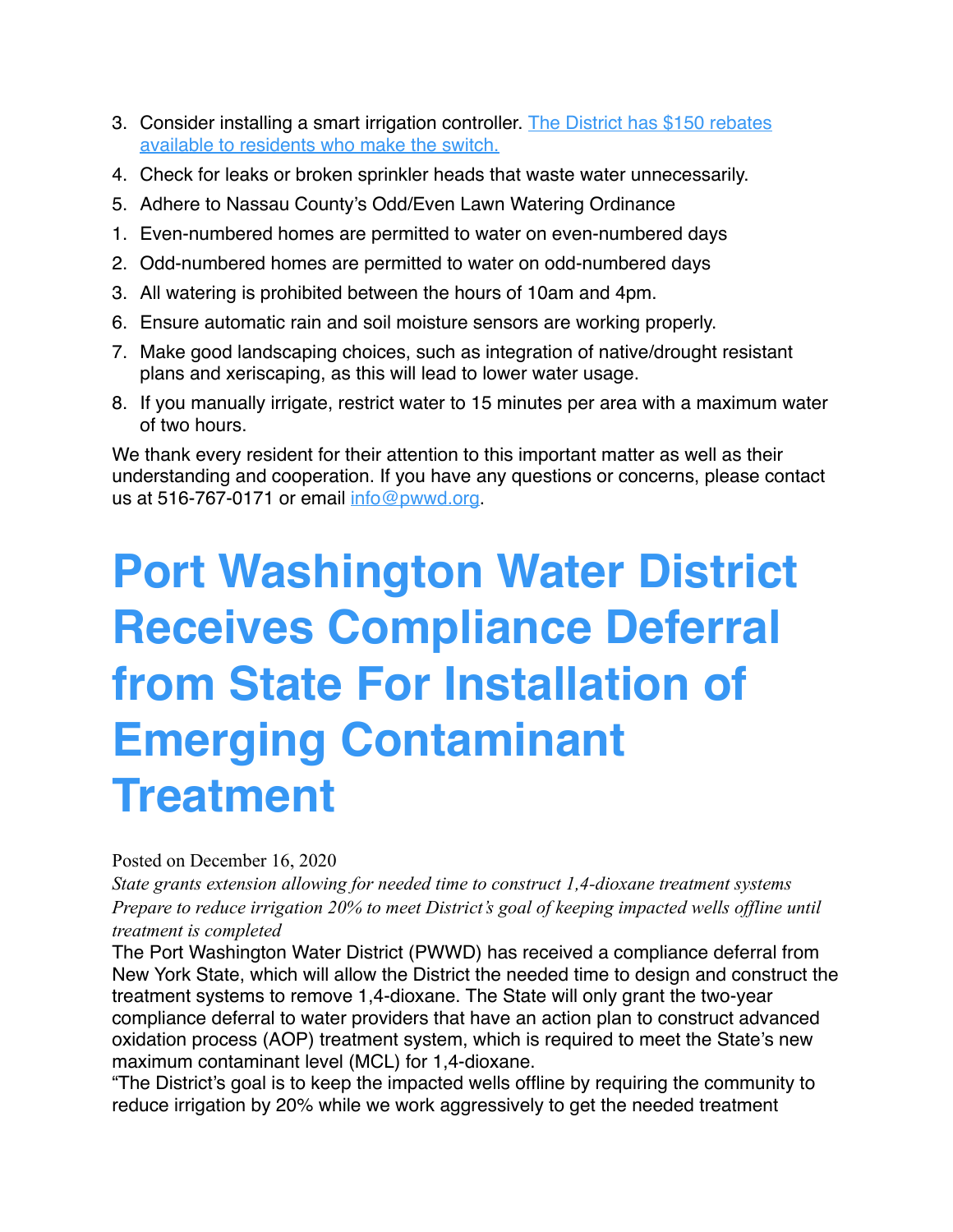3. Consider installing a smart irrigation controller. [The District has $150 rebates available to residents who make the switch.]
4. Check for leaks or broken sprinkler heads that waste water unnecessarily.
5. Adhere to Nassau County's Odd/Even Lawn Watering Ordinance
    1. Even-numbered homes are permitted to water on even-numbered days
    2. Odd-numbered homes are permitted to water on odd-numbered days
    3. All watering is prohibited between the hours of 10am and 4pm.
6. Ensure automatic rain and soil moisture sensors are working properly.
7. Make good landscaping choices, such as integration of native/drought resistant plans and xeriscaping, as this will lead to lower water usage.
8. If you manually irrigate, restrict water to 15 minutes per area with a maximum water of two hours.

We thank every resident for their attention to this important matter as well as their understanding and cooperation. If you have any questions or concerns, please contact us at 516-767-0171 or email info@pwwd.org.

# Port Washington Water District Receives Compliance Deferral from State For Installation of Emerging Contaminant Treatment

Posted on December 16, 2020

*State grants extension allowing for needed time to construct 1,4-dioxane treatment systems*
*Prepare to reduce irrigation 20% to meet District's goal of keeping impacted wells offline until treatment is completed*

The Port Washington Water District (PWWD) has received a compliance deferral from New York State, which will allow the District the needed time to design and construct the treatment systems to remove 1,4-dioxane. The State will only grant the two-year compliance deferral to water providers that have an action plan to construct advanced oxidation process (AOP) treatment system, which is required to meet the State's new maximum contaminant level (MCL) for 1,4-dioxane.

"The District's goal is to keep the impacted wells offline by requiring the community to reduce irrigation by 20% while we work aggressively to get the needed treatment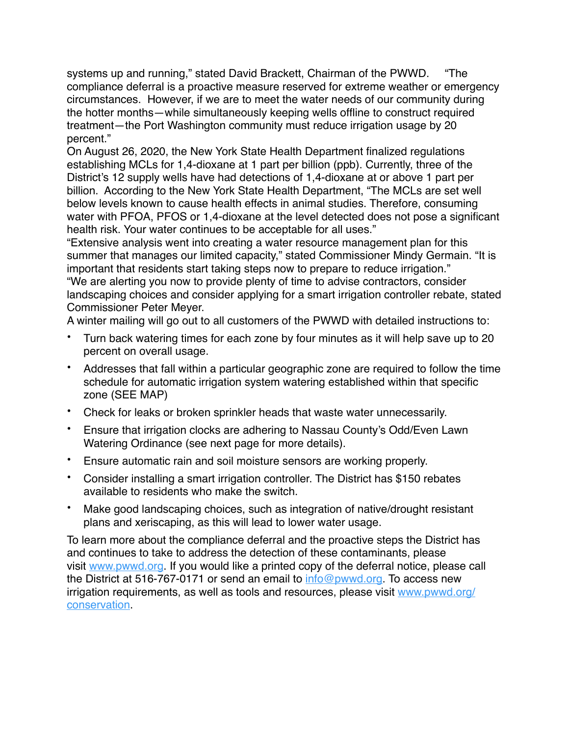systems up and running," stated David Brackett, Chairman of the PWWD. "The compliance deferral is a proactive measure reserved for extreme weather or emergency circumstances. However, if we are to meet the water needs of our community during the hotter months—while simultaneously keeping wells offline to construct required treatment—the Port Washington community must reduce irrigation usage by 20 percent."

On August 26, 2020, the New York State Health Department finalized regulations establishing MCLs for 1,4-dioxane at 1 part per billion (ppb). Currently, three of the District's 12 supply wells have had detections of 1,4-dioxane at or above 1 part per billion. According to the New York State Health Department, "The MCLs are set well below levels known to cause health effects in animal studies. Therefore, consuming water with PFOA, PFOS or 1,4-dioxane at the level detected does not pose a significant health risk. Your water continues to be acceptable for all uses."

"Extensive analysis went into creating a water resource management plan for this summer that manages our limited capacity," stated Commissioner Mindy Germain. "It is important that residents start taking steps now to prepare to reduce irrigation."

"We are alerting you now to provide plenty of time to advise contractors, consider landscaping choices and consider applying for a smart irrigation controller rebate, stated Commissioner Peter Meyer.

A winter mailing will go out to all customers of the PWWD with detailed instructions to:

- Turn back watering times for each zone by four minutes as it will help save up to 20 percent on overall usage.
- Addresses that fall within a particular geographic zone are required to follow the time schedule for automatic irrigation system watering established within that specific zone (SEE MAP)
- Check for leaks or broken sprinkler heads that waste water unnecessarily.
- Ensure that irrigation clocks are adhering to Nassau County's Odd/Even Lawn Watering Ordinance (see next page for more details).
- Ensure automatic rain and soil moisture sensors are working properly.
- Consider installing a smart irrigation controller. The District has $150 rebates available to residents who make the switch.
- Make good landscaping choices, such as integration of native/drought resistant plans and xeriscaping, as this will lead to lower water usage.

To learn more about the compliance deferral and the proactive steps the District has and continues to take to address the detection of these contaminants, please visit www.pwwd.org. If you would like a printed copy of the deferral notice, please call the District at 516-767-0171 or send an email to info@pwwd.org. To access new irrigation requirements, as well as tools and resources, please visit www.pwwd.org/conservation.